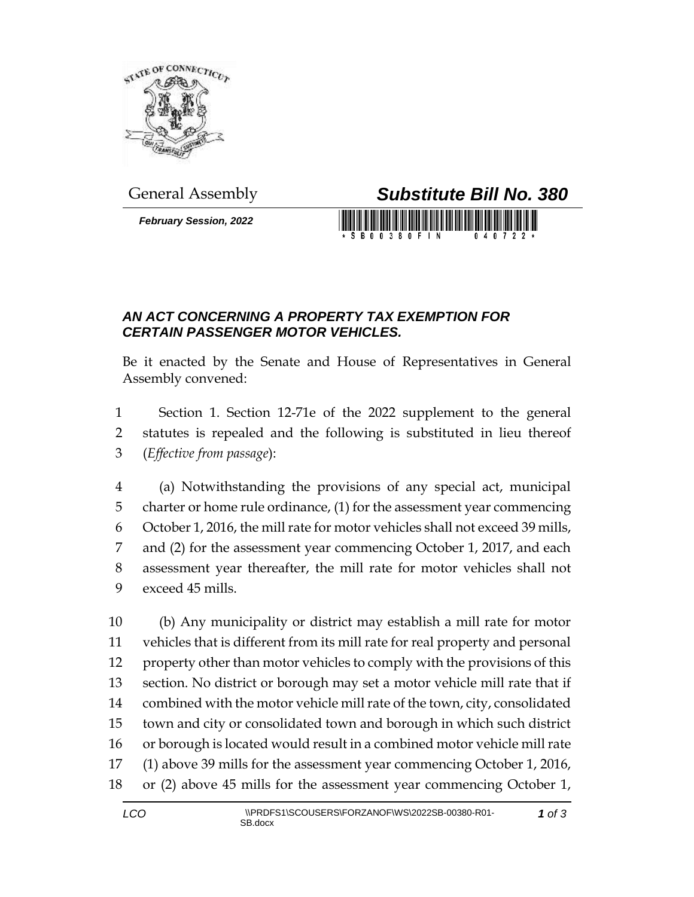General Assembly

# *Substitute Bill No. 380*

***February Session, 2022***

## *AN ACT CONCERNING A PROPERTY TAX EXEMPTION FOR CERTAIN PASSENGER MOTOR VEHICLES.*

Be it enacted by the Senate and House of Representatives in General Assembly convened:

1 Section 1. Section 12-71e of the 2022 supplement to the general
2 statutes is repealed and the following is substituted in lieu thereof
3 (*Effective from passage*):

4 (a) Notwithstanding the provisions of any special act, municipal
5 charter or home rule ordinance, (1) for the assessment year commencing
6 October 1, 2016, the mill rate for motor vehicles shall not exceed 39 mills,
7 and (2) for the assessment year commencing October 1, 2017, and each
8 assessment year thereafter, the mill rate for motor vehicles shall not
9 exceed 45 mills.

10 (b) Any municipality or district may establish a mill rate for motor
11 vehicles that is different from its mill rate for real property and personal
12 property other than motor vehicles to comply with the provisions of this
13 section. No district or borough may set a motor vehicle mill rate that if
14 combined with the motor vehicle mill rate of the town, city, consolidated
15 town and city or consolidated town and borough in which such district
16 or borough is located would result in a combined motor vehicle mill rate
17 (1) above 39 mills for the assessment year commencing October 1, 2016,
18 or (2) above 45 mills for the assessment year commencing October 1,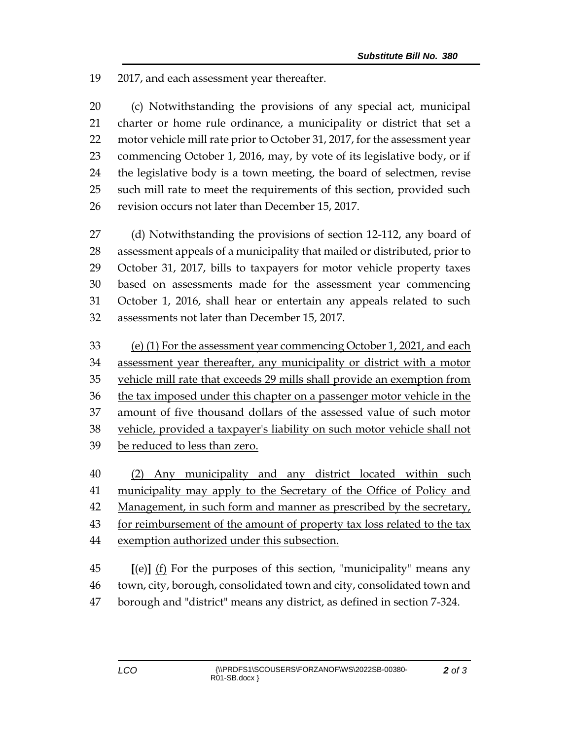19 2017, and each assessment year thereafter.

20 (c) Notwithstanding the provisions of any special act, municipal 21 charter or home rule ordinance, a municipality or district that set a 22 motor vehicle mill rate prior to October 31, 2017, for the assessment year 23 commencing October 1, 2016, may, by vote of its legislative body, or if 24 the legislative body is a town meeting, the board of selectmen, revise 25 such mill rate to meet the requirements of this section, provided such 26 revision occurs not later than December 15, 2017.

27 (d) Notwithstanding the provisions of section 12-112, any board of 28 assessment appeals of a municipality that mailed or distributed, prior to 29 October 31, 2017, bills to taxpayers for motor vehicle property taxes 30 based on assessments made for the assessment year commencing 31 October 1, 2016, shall hear or entertain any appeals related to such 32 assessments not later than December 15, 2017.

33 <u>(e) (1) For the assessment year commencing October 1, 2021, and each</u> 34 <u>assessment year thereafter, any municipality or district with a motor</u> 35 <u>vehicle mill rate that exceeds 29 mills shall provide an exemption from</u> 36 <u>the tax imposed under this chapter on a passenger motor vehicle in the</u> 37 <u>amount of five thousand dollars of the assessed value of such motor</u> 38 <u>vehicle, provided a taxpayer's liability on such motor vehicle shall not</u> 39 <u>be reduced to less than zero.</u>

40 <u>(2) Any municipality and any district located within such</u> 41 <u>municipality may apply to the Secretary of the Office of Policy and</u> 42 <u>Management, in such form and manner as prescribed by the secretary,</u> 43 <u>for reimbursement of the amount of property tax loss related to the tax</u> 44 <u>exemption authorized under this subsection.</u>

45 **[**(e)**]** <u>(f)</u> For the purposes of this section, "municipality" means any 46 town, city, borough, consolidated town and city, consolidated town and 47 borough and "district" means any district, as defined in section 7-324.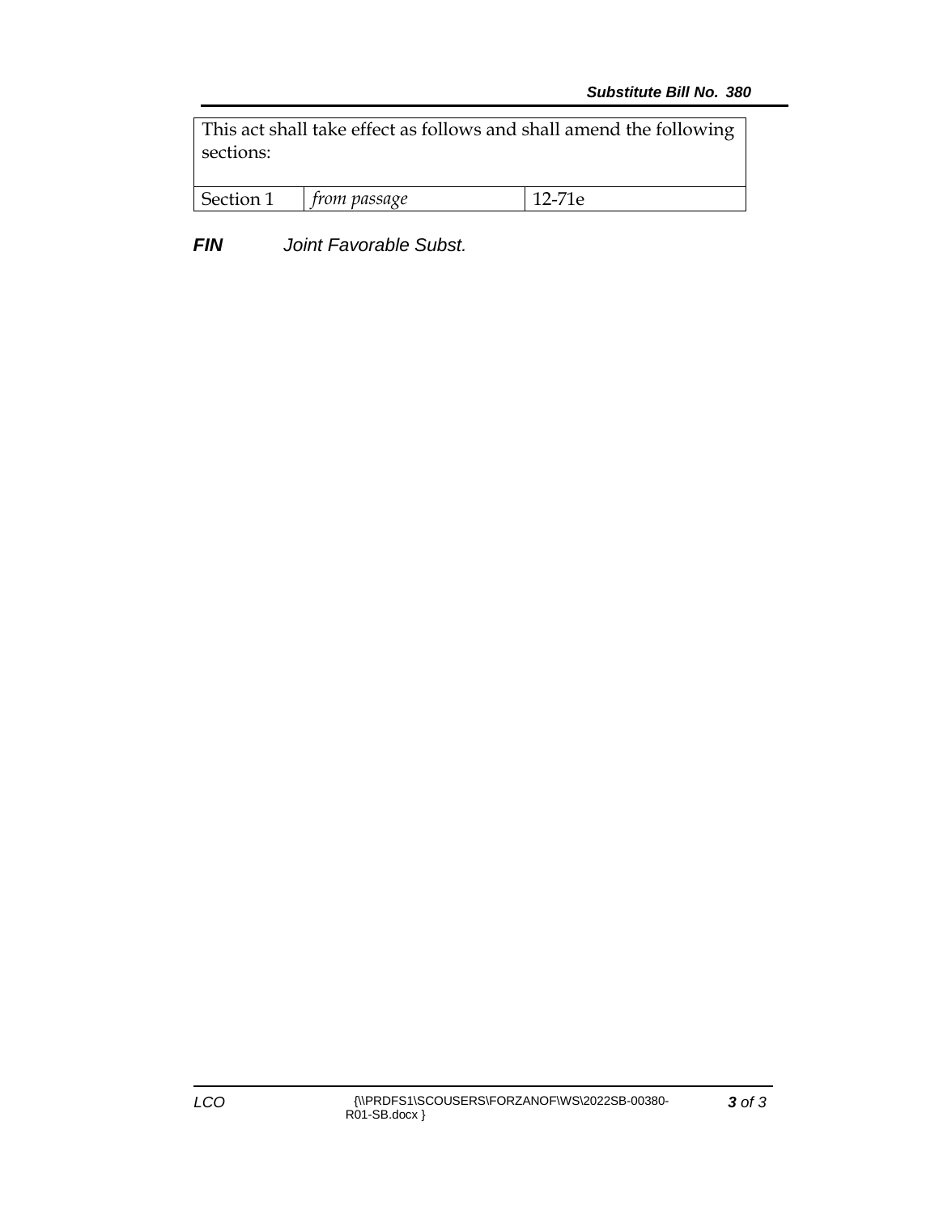| This act shall take effect as follows and shall amend the following sections: | | |
| --- | --- | --- |
| Section 1 | *from passage* | 12-71e |

***FIN*** *Joint Favorable Subst.*